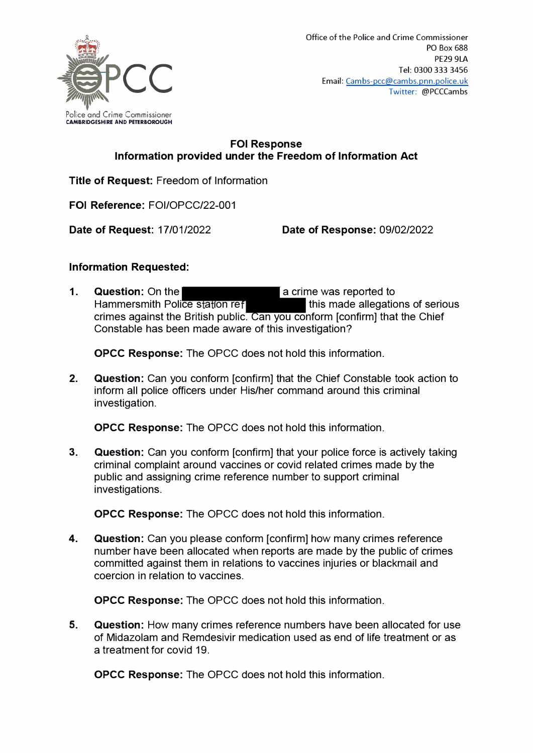Police and Crime Commissioner
CAMBRIDGESHIRE AND PETERBOROUGH

Office of the Police and Crime Commissioner
PO Box 688
PE29 9LA
Tel: 0300 333 3456
Email: Cambs-pcc@cambs.pnn.police.uk
Twitter: @PCCCambs

## FOI Response
## Information provided under the Freedom of Information Act

**Title of Request:** Freedom of Information

**FOI Reference:** FOI/OPCC/22-001

**Date of Request:** 17/01/2022 **Date of Response:** 09/02/2022

**Information Requested:**

1. **Question:** On the [REDACTED] a crime was reported to Hammersmith Police station ref [REDACTED] this made allegations of serious crimes against the British public. Can you conform [confirm] that the Chief Constable has been made aware of this investigation?

   **OPCC Response:** The OPCC does not hold this information.

2. **Question:** Can you conform [confirm] that the Chief Constable took action to inform all police officers under His/her command around this criminal investigation.

   **OPCC Response:** The OPCC does not hold this information.

3. **Question:** Can you conform [confirm] that your police force is actively taking criminal complaint around vaccines or covid related crimes made by the public and assigning crime reference number to support criminal investigations.

   **OPCC Response:** The OPCC does not hold this information.

4. **Question:** Can you please conform [confirm] how many crimes reference number have been allocated when reports are made by the public of crimes committed against them in relations to vaccines injuries or blackmail and coercion in relation to vaccines.

   **OPCC Response:** The OPCC does not hold this information.

5. **Question:** How many crimes reference numbers have been allocated for use of Midazolam and Remdesivir medication used as end of life treatment or as a treatment for covid 19.

   **OPCC Response:** The OPCC does not hold this information.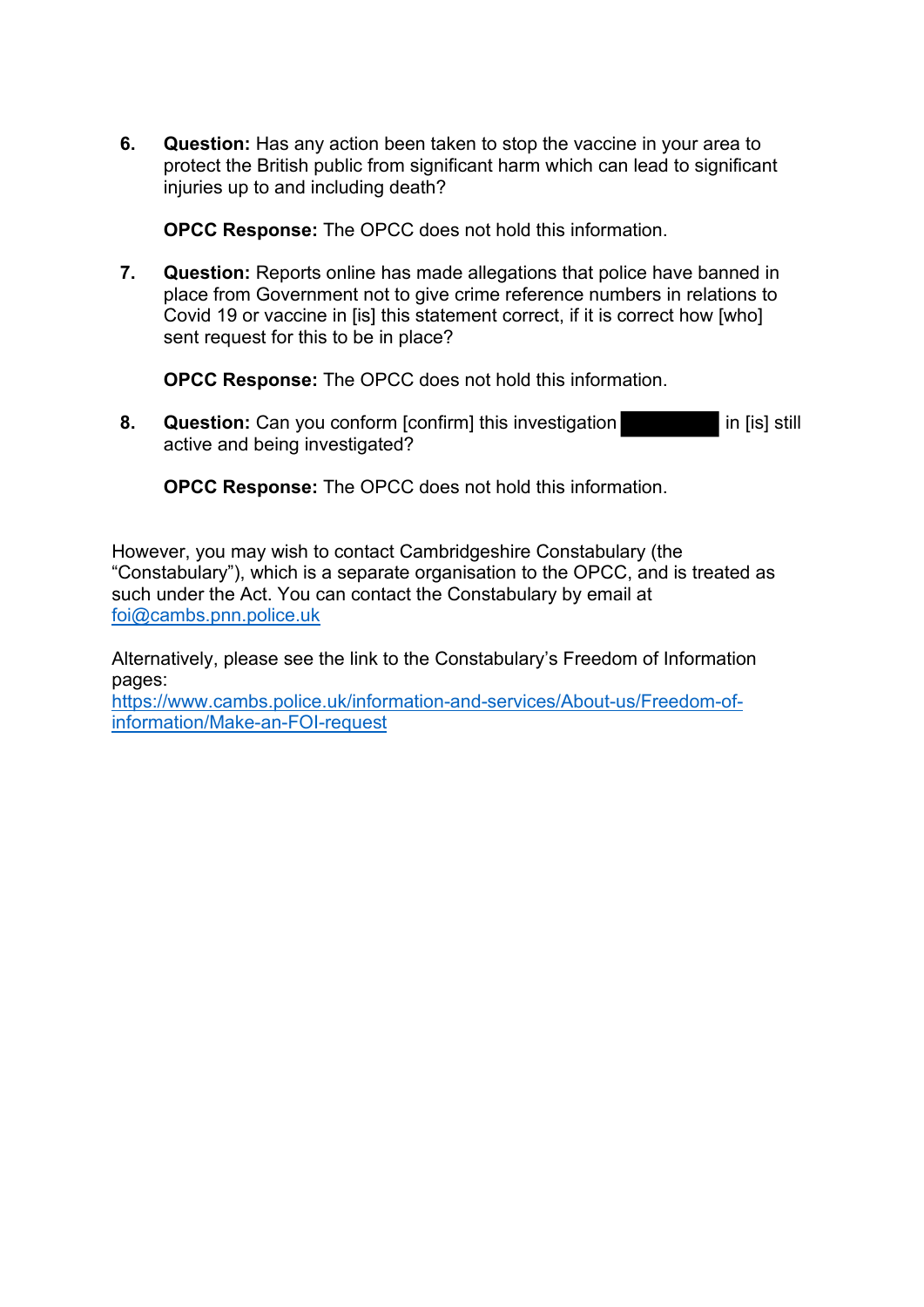6. **Question:** Has any action been taken to stop the vaccine in your area to protect the British public from significant harm which can lead to significant injuries up to and including death?

   **OPCC Response:** The OPCC does not hold this information.

7. **Question:** Reports online has made allegations that police have banned in place from Government not to give crime reference numbers in relations to Covid 19 or vaccine in [is] this statement correct, if it is correct how [who] sent request for this to be in place?

   **OPCC Response:** The OPCC does not hold this information.

8. **Question:** Can you conform [confirm] this investigation ██████ in [is] still active and being investigated?

   **OPCC Response:** The OPCC does not hold this information.

However, you may wish to contact Cambridgeshire Constabulary (the "Constabulary"), which is a separate organisation to the OPCC, and is treated as such under the Act. You can contact the Constabulary by email at [foi@cambs.pnn.police.uk](mailto:foi@cambs.pnn.police.uk)

Alternatively, please see the link to the Constabulary's Freedom of Information pages:
[https://www.cambs.police.uk/information-and-services/About-us/Freedom-of-information/Make-an-FOI-request](https://www.cambs.police.uk/information-and-services/About-us/Freedom-of-information/Make-an-FOI-request)